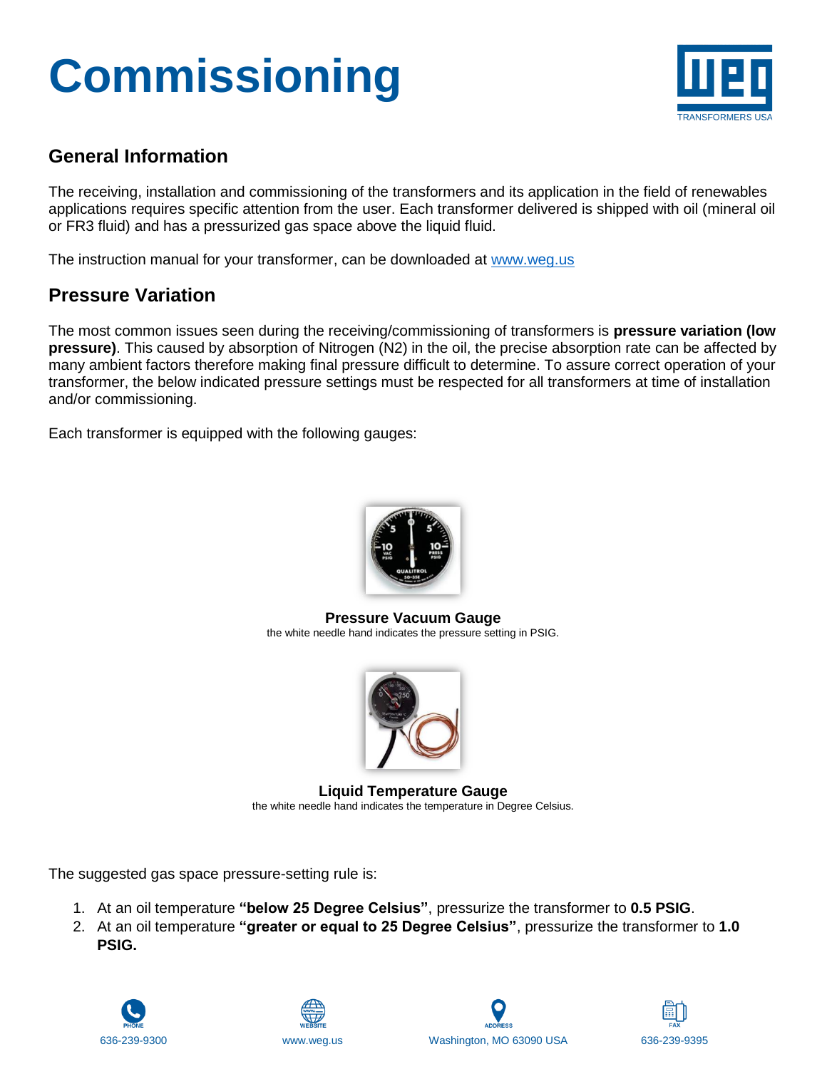# Commissioning

## General Information

The receiving, installation and commissioning of the transformers and its application in the field of renewables applications requires specific attention from the user. Each transformer delivered is shipped with oil (mineral oil or FR3 fluid) and has a pressurized gas space above the liquid fluid.

The instruction manual for your transformer, can be downloaded at www.weg.us

## Pressure Variation

The most common issues seen during the receiving/commissioning of transformers is **pressure variation (low pressure)**. This caused by absorption of Nitrogen ($N_2$) in the oil, the precise absorption rate can be affected by many ambient factors therefore making final pressure difficult to determine. To assure correct operation of your transformer, the below indicated pressure settings must be respected for all transformers at time of installation and/or commissioning.

Each transformer is equipped with the following gauges:

**Pressure Vacuum Gauge**
the white needle hand indicates the pressure setting in PSIG.

**Liquid Temperature Gauge**
the white needle hand indicates the temperature in Degree Celsius.

The suggested gas space pressure-setting rule is:

1. At an oil temperature **"below 25 Degree Celsius"**, pressurize the transformer to **0.5 PSIG**.
2. At an oil temperature **"greater or equal to 25 Degree Celsius"**, pressurize the transformer to **1.0 PSIG.**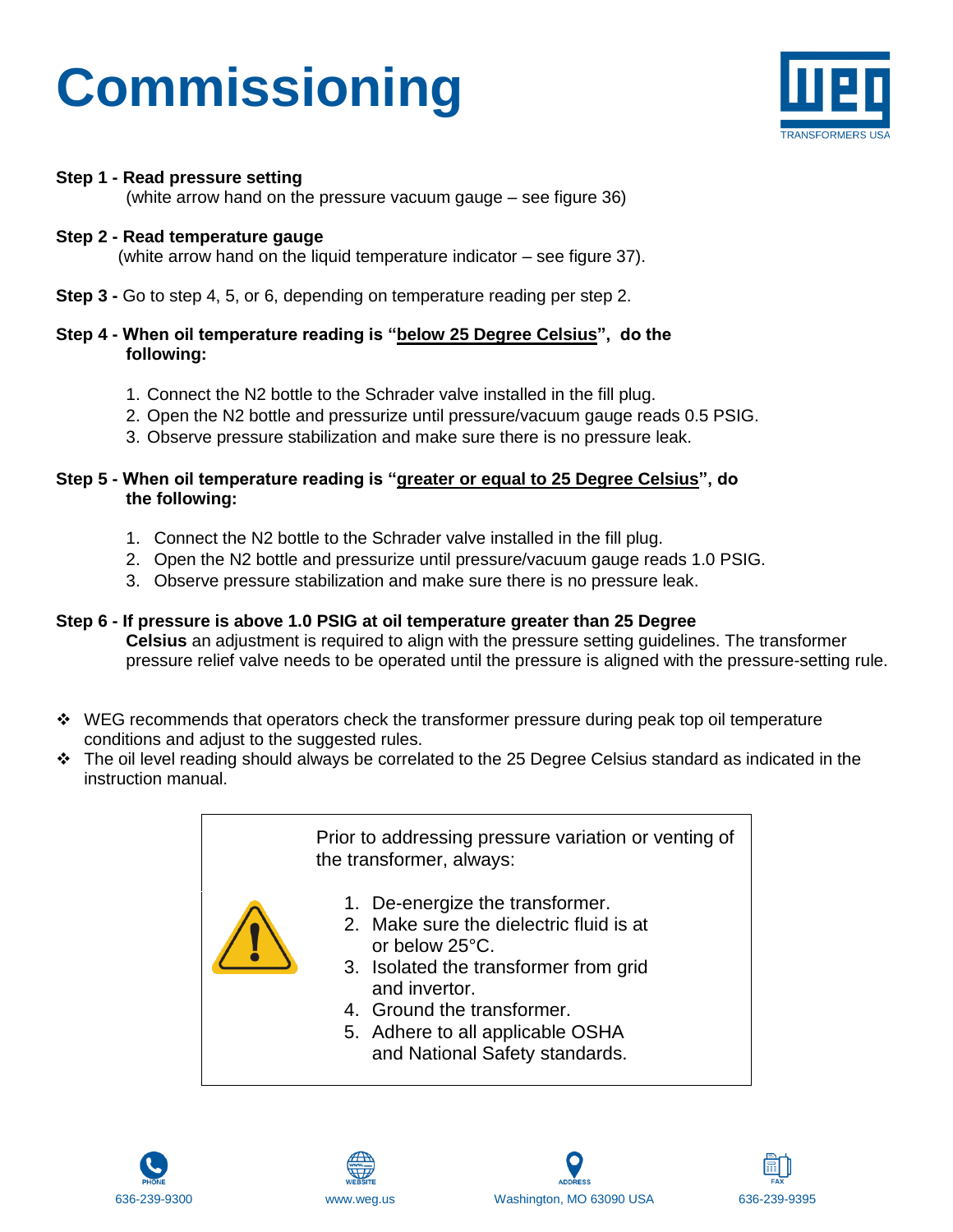# Commissioning

**Step 1 - Read pressure setting**
(white arrow hand on the pressure vacuum gauge – see figure 36)

**Step 2 - Read temperature gauge**
(white arrow hand on the liquid temperature indicator – see figure 37).

**Step 3 -** Go to step 4, 5, or 6, depending on temperature reading per step 2.

**Step 4 - When oil temperature reading is "<u>below 25 Degree Celsius</u>", do the following:**

1. Connect the N2 bottle to the Schrader valve installed in the fill plug.
2. Open the N2 bottle and pressurize until pressure/vacuum gauge reads 0.5 PSIG.
3. Observe pressure stabilization and make sure there is no pressure leak.

**Step 5 - When oil temperature reading is "<u>greater or equal to 25 Degree Celsius</u>", do the following:**

1. Connect the N2 bottle to the Schrader valve installed in the fill plug.
2. Open the N2 bottle and pressurize until pressure/vacuum gauge reads 1.0 PSIG.
3. Observe pressure stabilization and make sure there is no pressure leak.

**Step 6 - If pressure is above 1.0 PSIG at oil temperature greater than 25 Degree Celsius** an adjustment is required to align with the pressure setting guidelines. The transformer pressure relief valve needs to be operated until the pressure is aligned with the pressure-setting rule.

- WEG recommends that operators check the transformer pressure during peak top oil temperature conditions and adjust to the suggested rules.
- The oil level reading should always be correlated to the 25 Degree Celsius standard as indicated in the instruction manual.

Prior to addressing pressure variation or venting of the transformer, always:

1. De-energize the transformer.
2. Make sure the dielectric fluid is at or below 25°C.
3. Isolated the transformer from grid and invertor.
4. Ground the transformer.
5. Adhere to all applicable OSHA and National Safety standards.

PHONE 636-239-9300 | WEBSITE www.weg.us | ADDRESS Washington, MO 63090 USA | FAX 636-239-9395